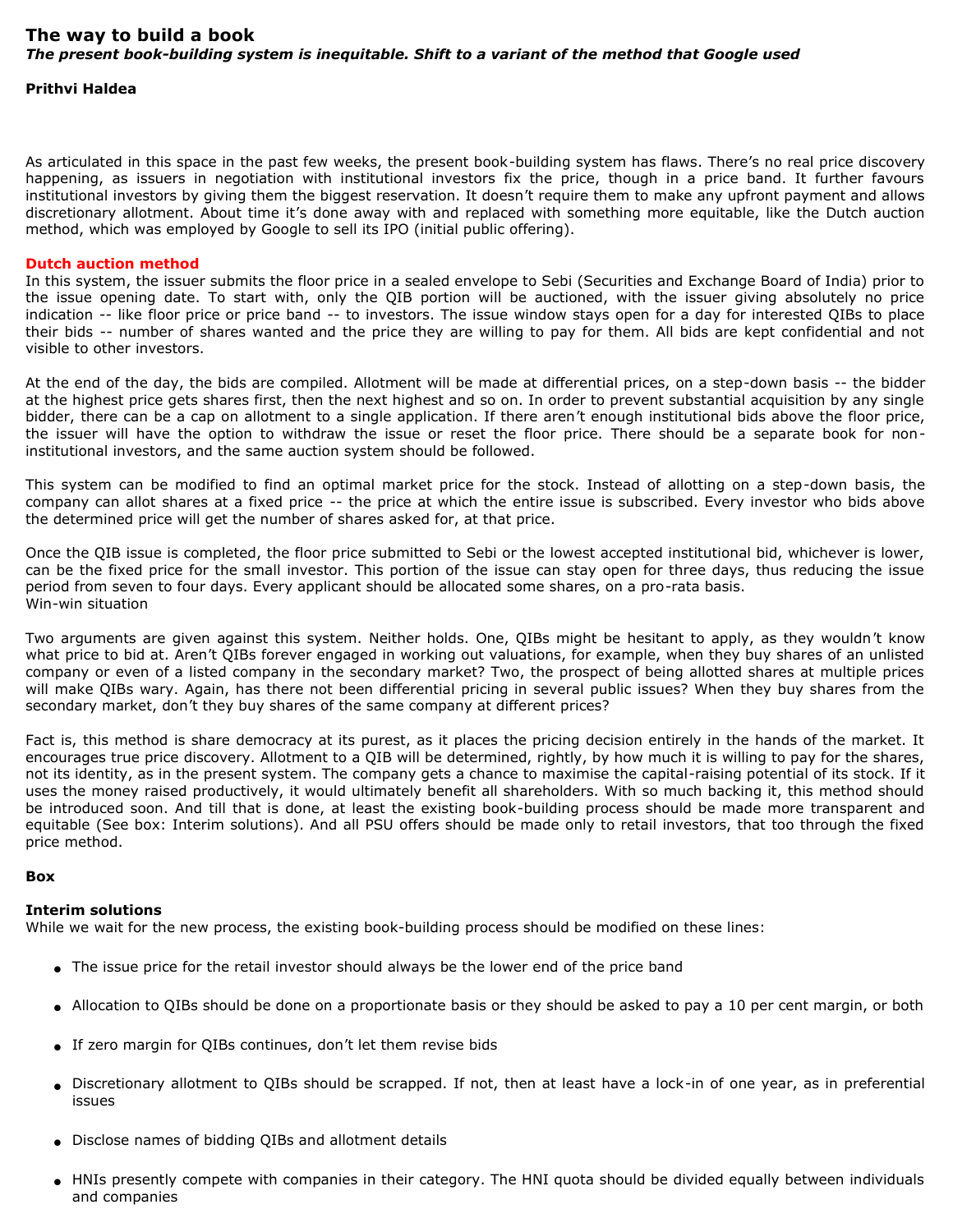# The way to build a book

***The present book-building system is inequitable. Shift to a variant of the method that Google used***

**Prithvi Haldea**

As articulated in this space in the past few weeks, the present book-building system has flaws. There's no real price discovery happening, as issuers in negotiation with institutional investors fix the price, though in a price band. It further favours institutional investors by giving them the biggest reservation. It doesn't require them to make any upfront payment and allows discretionary allotment. About time it's done away with and replaced with something more equitable, like the Dutch auction method, which was employed by Google to sell its IPO (initial public offering).

## Dutch auction method

In this system, the issuer submits the floor price in a sealed envelope to Sebi (Securities and Exchange Board of India) prior to the issue opening date. To start with, only the QIB portion will be auctioned, with the issuer giving absolutely no price indication -- like floor price or price band -- to investors. The issue window stays open for a day for interested QIBs to place their bids -- number of shares wanted and the price they are willing to pay for them. All bids are kept confidential and not visible to other investors.

At the end of the day, the bids are compiled. Allotment will be made at differential prices, on a step-down basis -- the bidder at the highest price gets shares first, then the next highest and so on. In order to prevent substantial acquisition by any single bidder, there can be a cap on allotment to a single application. If there aren't enough institutional bids above the floor price, the issuer will have the option to withdraw the issue or reset the floor price. There should be a separate book for non-institutional investors, and the same auction system should be followed.

This system can be modified to find an optimal market price for the stock. Instead of allotting on a step-down basis, the company can allot shares at a fixed price -- the price at which the entire issue is subscribed. Every investor who bids above the determined price will get the number of shares asked for, at that price.

Once the QIB issue is completed, the floor price submitted to Sebi or the lowest accepted institutional bid, whichever is lower, can be the fixed price for the small investor. This portion of the issue can stay open for three days, thus reducing the issue period from seven to four days. Every applicant should be allocated some shares, on a pro-rata basis.

Win-win situation

Two arguments are given against this system. Neither holds. One, QIBs might be hesitant to apply, as they wouldn't know what price to bid at. Aren't QIBs forever engaged in working out valuations, for example, when they buy shares of an unlisted company or even of a listed company in the secondary market? Two, the prospect of being allotted shares at multiple prices will make QIBs wary. Again, has there not been differential pricing in several public issues? When they buy shares from the secondary market, don't they buy shares of the same company at different prices?

Fact is, this method is share democracy at its purest, as it places the pricing decision entirely in the hands of the market. It encourages true price discovery. Allotment to a QIB will be determined, rightly, by how much it is willing to pay for the shares, not its identity, as in the present system. The company gets a chance to maximise the capital-raising potential of its stock. If it uses the money raised productively, it would ultimately benefit all shareholders. With so much backing it, this method should be introduced soon. And till that is done, at least the existing book-building process should be made more transparent and equitable (See box: Interim solutions). And all PSU offers should be made only to retail investors, that too through the fixed price method.

**Box**

**Interim solutions**

While we wait for the new process, the existing book-building process should be modified on these lines:

- The issue price for the retail investor should always be the lower end of the price band
- Allocation to QIBs should be done on a proportionate basis or they should be asked to pay a 10 per cent margin, or both
- If zero margin for QIBs continues, don't let them revise bids
- Discretionary allotment to QIBs should be scrapped. If not, then at least have a lock-in of one year, as in preferential issues
- Disclose names of bidding QIBs and allotment details
- HNIs presently compete with companies in their category. The HNI quota should be divided equally between individuals and companies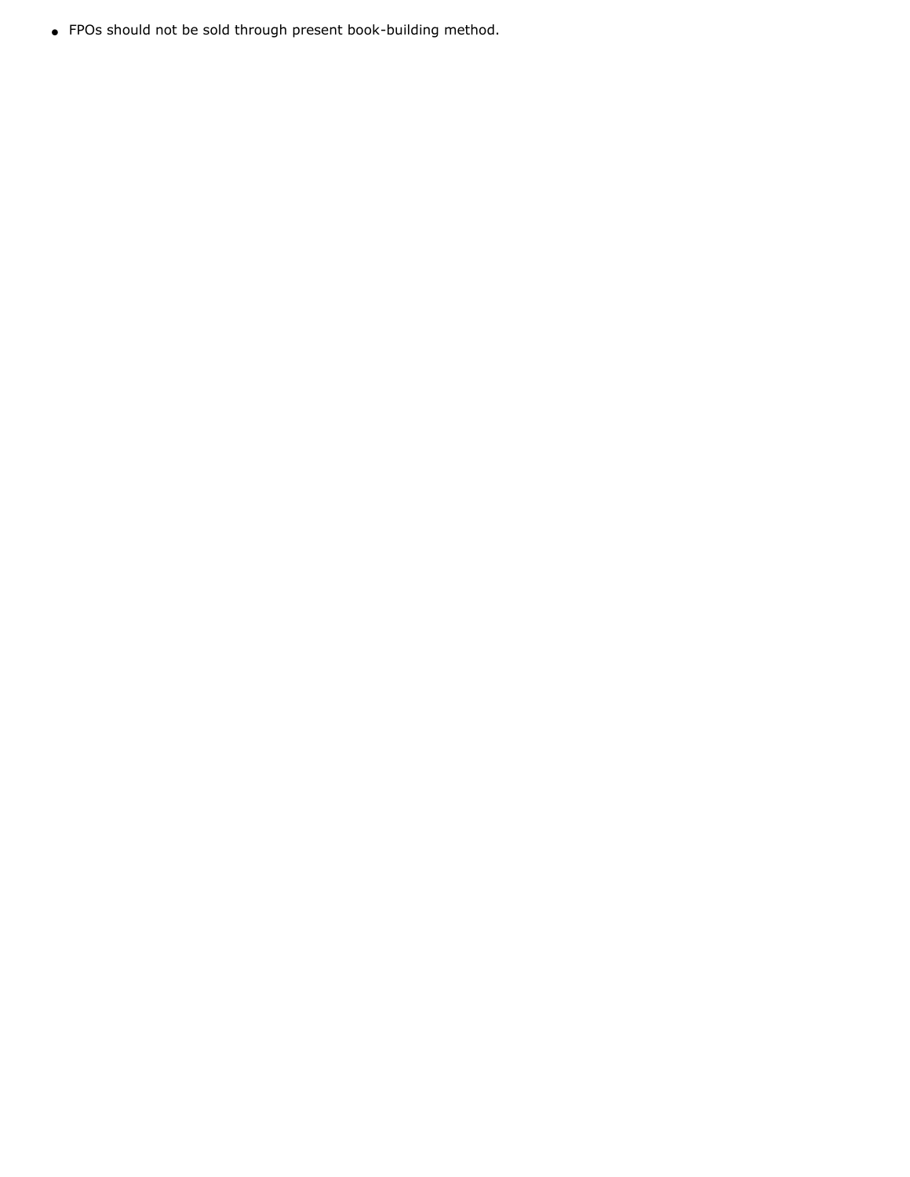- FPOs should not be sold through present book-building method.